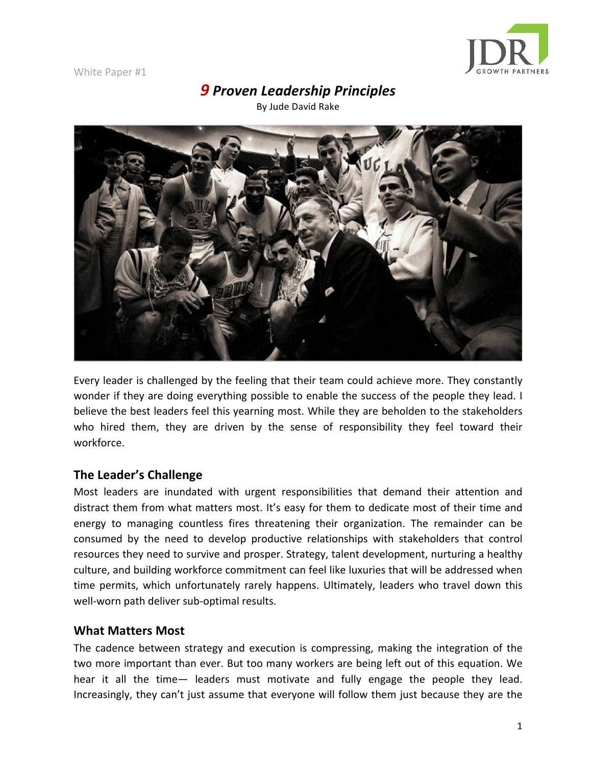White Paper #1

# *9 Proven Leadership Principles*

By Jude David Rake

Every leader is challenged by the feeling that their team could achieve more. They constantly wonder if they are doing everything possible to enable the success of the people they lead. I believe the best leaders feel this yearning most. While they are beholden to the stakeholders who hired them, they are driven by the sense of responsibility they feel toward their workforce.

## The Leader's Challenge

Most leaders are inundated with urgent responsibilities that demand their attention and distract them from what matters most. It's easy for them to dedicate most of their time and energy to managing countless fires threatening their organization. The remainder can be consumed by the need to develop productive relationships with stakeholders that control resources they need to survive and prosper. Strategy, talent development, nurturing a healthy culture, and building workforce commitment can feel like luxuries that will be addressed when time permits, which unfortunately rarely happens. Ultimately, leaders who travel down this well-worn path deliver sub-optimal results.

## What Matters Most

The cadence between strategy and execution is compressing, making the integration of the two more important than ever. But too many workers are being left out of this equation. We hear it all the time— leaders must motivate and fully engage the people they lead. Increasingly, they can't just assume that everyone will follow them just because they are the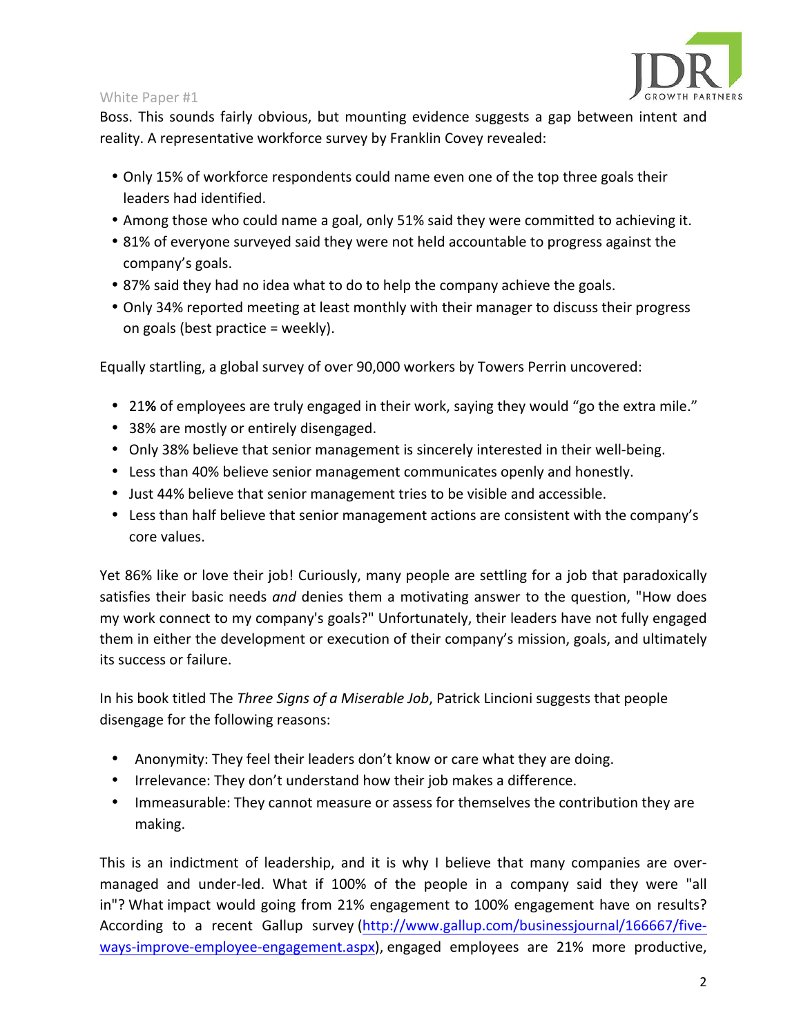Boss. This sounds fairly obvious, but mounting evidence suggests a gap between intent and reality. A representative workforce survey by Franklin Covey revealed:

- Only 15% of workforce respondents could name even one of the top three goals their leaders had identified.
- Among those who could name a goal, only 51% said they were committed to achieving it.
- 81% of everyone surveyed said they were not held accountable to progress against the company's goals.
- 87% said they had no idea what to do to help the company achieve the goals.
- Only 34% reported meeting at least monthly with their manager to discuss their progress on goals (best practice = weekly).

Equally startling, a global survey of over 90,000 workers by Towers Perrin uncovered:

- 21**%** of employees are truly engaged in their work, saying they would "go the extra mile."
- 38% are mostly or entirely disengaged.
- Only 38% believe that senior management is sincerely interested in their well-being.
- Less than 40% believe senior management communicates openly and honestly.
- Just 44% believe that senior management tries to be visible and accessible.
- Less than half believe that senior management actions are consistent with the company's core values.

Yet 86% like or love their job! Curiously, many people are settling for a job that paradoxically satisfies their basic needs *and* denies them a motivating answer to the question, "How does my work connect to my company's goals?" Unfortunately, their leaders have not fully engaged them in either the development or execution of their company's mission, goals, and ultimately its success or failure.

In his book titled The *Three Signs of a Miserable Job*, Patrick Lincioni suggests that people disengage for the following reasons:

- Anonymity: They feel their leaders don't know or care what they are doing.
- Irrelevance: They don't understand how their job makes a difference.
- Immeasurable: They cannot measure or assess for themselves the contribution they are making.

This is an indictment of leadership, and it is why I believe that many companies are over-managed and under-led. What if 100% of the people in a company said they were "all in"? What impact would going from 21% engagement to 100% engagement have on results? According to a recent Gallup survey (http://www.gallup.com/businessjournal/166667/five-ways-improve-employee-engagement.aspx), engaged employees are 21% more productive,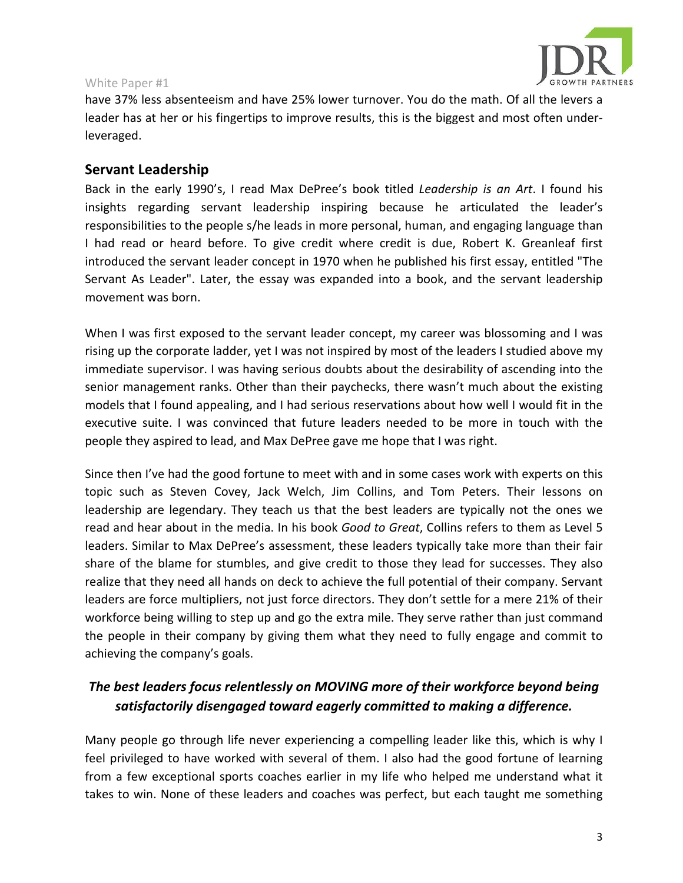have 37% less absenteeism and have 25% lower turnover. You do the math. Of all the levers a leader has at her or his fingertips to improve results, this is the biggest and most often under-leveraged.

## Servant Leadership

Back in the early 1990's, I read Max DePree's book titled *Leadership is an Art*. I found his insights regarding servant leadership inspiring because he articulated the leader's responsibilities to the people s/he leads in more personal, human, and engaging language than I had read or heard before. To give credit where credit is due, Robert K. Greanleaf first introduced the servant leader concept in 1970 when he published his first essay, entitled "The Servant As Leader". Later, the essay was expanded into a book, and the servant leadership movement was born.

When I was first exposed to the servant leader concept, my career was blossoming and I was rising up the corporate ladder, yet I was not inspired by most of the leaders I studied above my immediate supervisor. I was having serious doubts about the desirability of ascending into the senior management ranks. Other than their paychecks, there wasn't much about the existing models that I found appealing, and I had serious reservations about how well I would fit in the executive suite. I was convinced that future leaders needed to be more in touch with the people they aspired to lead, and Max DePree gave me hope that I was right.

Since then I've had the good fortune to meet with and in some cases work with experts on this topic such as Steven Covey, Jack Welch, Jim Collins, and Tom Peters. Their lessons on leadership are legendary. They teach us that the best leaders are typically not the ones we read and hear about in the media. In his book *Good to Great*, Collins refers to them as Level 5 leaders. Similar to Max DePree's assessment, these leaders typically take more than their fair share of the blame for stumbles, and give credit to those they lead for successes. They also realize that they need all hands on deck to achieve the full potential of their company. Servant leaders are force multipliers, not just force directors. They don't settle for a mere 21% of their workforce being willing to step up and go the extra mile. They serve rather than just command the people in their company by giving them what they need to fully engage and commit to achieving the company's goals.

***The best leaders focus relentlessly on MOVING more of their workforce beyond being satisfactorily disengaged toward eagerly committed to making a difference.***

Many people go through life never experiencing a compelling leader like this, which is why I feel privileged to have worked with several of them. I also had the good fortune of learning from a few exceptional sports coaches earlier in my life who helped me understand what it takes to win. None of these leaders and coaches was perfect, but each taught me something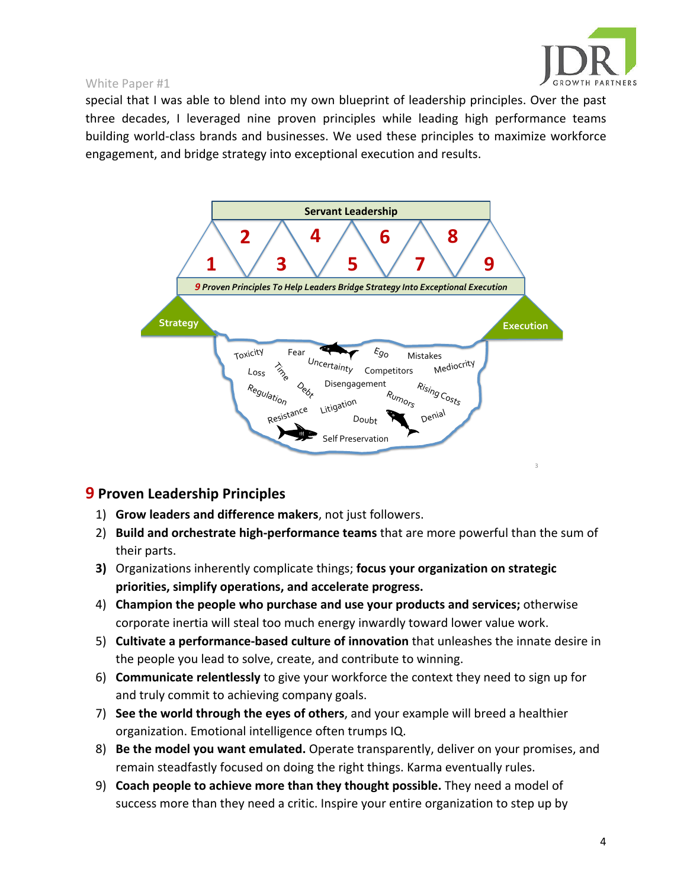special that I was able to blend into my own blueprint of leadership principles. Over the past three decades, I leveraged nine proven principles while leading high performance teams building world-class brands and businesses. We used these principles to maximize workforce engagement, and bridge strategy into exceptional execution and results.

Servant Leadership

1 2 3 4 5 6 7 8 9

*9 Proven Principles To Help Leaders Bridge Strategy Into Exceptional Execution*

Strategy | Execution

Toxicity, Fear, Uncertainty, Ego, Mistakes, Loss, Time, Competitors, Mediocrity, Regulation, Debt, Disengagement, Rumors, Rising Costs, Resistance, Litigation, Doubt, Denial, Self Preservation

## 9 Proven Leadership Principles

1) **Grow leaders and difference makers**, not just followers.
2) **Build and orchestrate high-performance teams** that are more powerful than the sum of their parts.
3) Organizations inherently complicate things; **focus your organization on strategic priorities, simplify operations, and accelerate progress.**
4) **Champion the people who purchase and use your products and services;** otherwise corporate inertia will steal too much energy inwardly toward lower value work.
5) **Cultivate a performance-based culture of innovation** that unleashes the innate desire in the people you lead to solve, create, and contribute to winning.
6) **Communicate relentlessly** to give your workforce the context they need to sign up for and truly commit to achieving company goals.
7) **See the world through the eyes of others**, and your example will breed a healthier organization. Emotional intelligence often trumps IQ.
8) **Be the model you want emulated.** Operate transparently, deliver on your promises, and remain steadfastly focused on doing the right things. Karma eventually rules.
9) **Coach people to achieve more than they thought possible.** They need a model of success more than they need a critic. Inspire your entire organization to step up by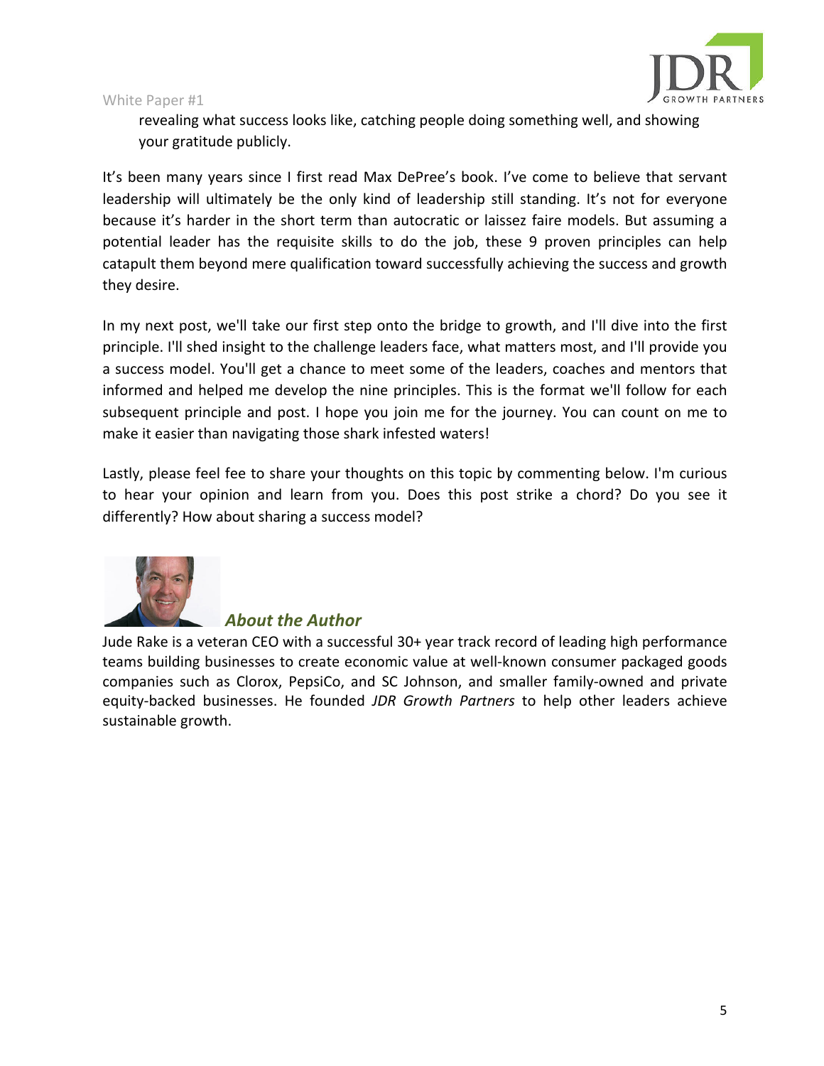revealing what success looks like, catching people doing something well, and showing your gratitude publicly.

It's been many years since I first read Max DePree's book. I've come to believe that servant leadership will ultimately be the only kind of leadership still standing. It's not for everyone because it's harder in the short term than autocratic or laissez faire models. But assuming a potential leader has the requisite skills to do the job, these 9 proven principles can help catapult them beyond mere qualification toward successfully achieving the success and growth they desire.

In my next post, we'll take our first step onto the bridge to growth, and I'll dive into the first principle. I'll shed insight to the challenge leaders face, what matters most, and I'll provide you a success model. You'll get a chance to meet some of the leaders, coaches and mentors that informed and helped me develop the nine principles. This is the format we'll follow for each subsequent principle and post. I hope you join me for the journey. You can count on me to make it easier than navigating those shark infested waters!

Lastly, please feel fee to share your thoughts on this topic by commenting below. I'm curious to hear your opinion and learn from you. Does this post strike a chord? Do you see it differently? How about sharing a success model?

### ***About the Author***

Jude Rake is a veteran CEO with a successful 30+ year track record of leading high performance teams building businesses to create economic value at well-known consumer packaged goods companies such as Clorox, PepsiCo, and SC Johnson, and smaller family-owned and private equity-backed businesses. He founded *JDR Growth Partners* to help other leaders achieve sustainable growth.